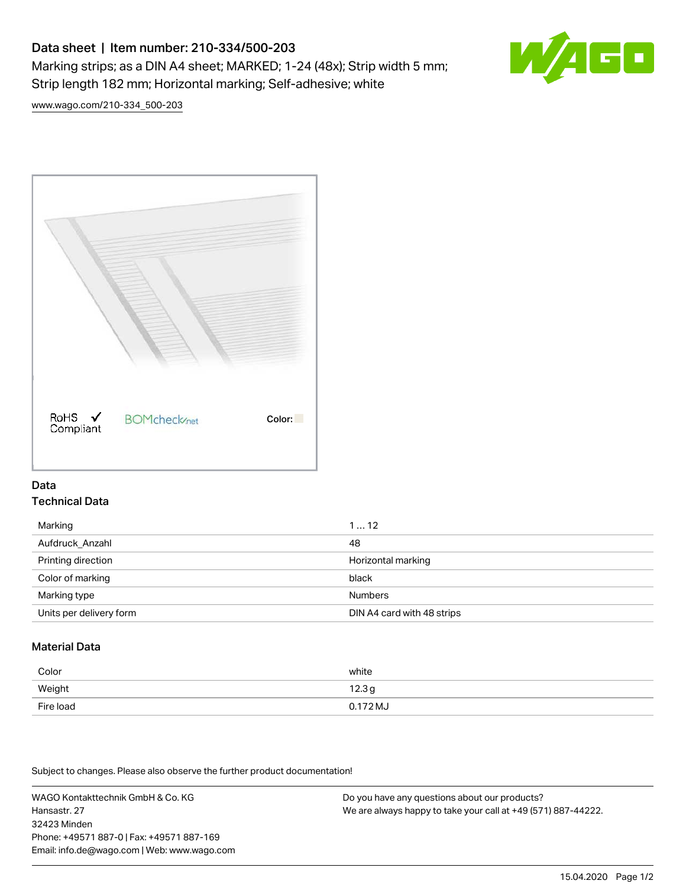# Data sheet | Item number: 210-334/500-203

Marking strips; as a DIN A4 sheet; MARKED; 1-24 (48x); Strip width 5 mm; Strip length 182 mm; Horizontal marking; Self-adhesive; white

www.wago.com/210-334_500-203

RoHS Compliant | BOMcheck.net | Color:

## Data

### Technical Data

| | |
|---|---|
| Marking | 1 … 12 |
| Aufdruck_Anzahl | 48 |
| Printing direction | Horizontal marking |
| Color of marking | black |
| Marking type | Numbers |
| Units per delivery form | DIN A4 card with 48 strips |

### Material Data

| | |
|---|---|
| Color | white |
| Weight | 12.3 g |
| Fire load | 0.172 MJ |

Subject to changes. Please also observe the further product documentation!

WAGO Kontakttechnik GmbH & Co. KG
Hansastr. 27
32423 Minden
Phone: +49571 887-0 | Fax: +49571 887-169
Email: info.de@wago.com | Web: www.wago.com

Do you have any questions about our products?
We are always happy to take your call at +49 (571) 887-44222.

15.04.2020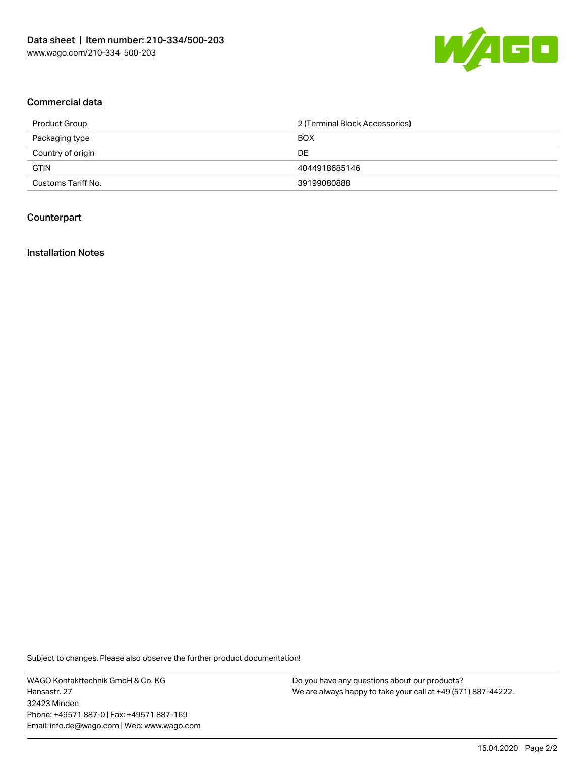## Commercial data

| | |
|---|---|
| Product Group | 2 (Terminal Block Accessories) |
| Packaging type | BOX |
| Country of origin | DE |
| GTIN | 4044918685146 |
| Customs Tariff No. | 39199080888 |

## Counterpart

## Installation Notes

Subject to changes. Please also observe the further product documentation!

WAGO Kontakttechnik GmbH & Co. KG
Hansastr. 27
32423 Minden
Phone: +49571 887-0 | Fax: +49571 887-169
Email: info.de@wago.com | Web: www.wago.com

Do you have any questions about our products?
We are always happy to take your call at +49 (571) 887-44222.

15.04.2020